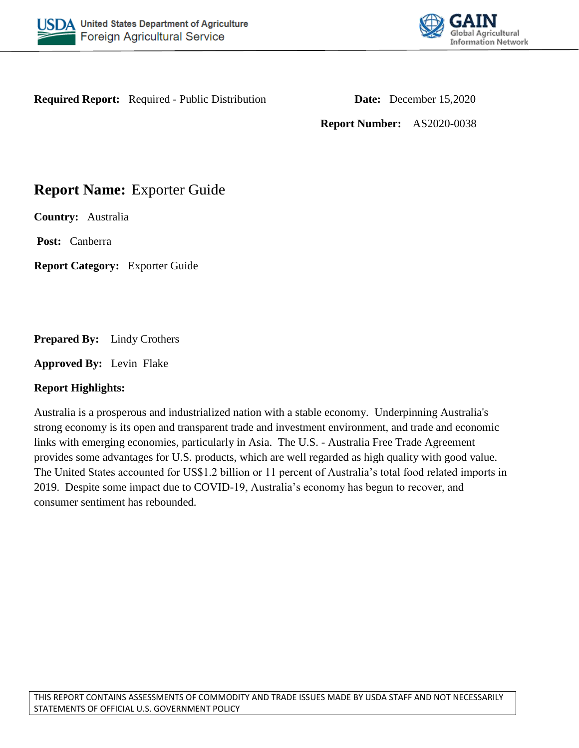United States Department of Agriculture
Foreign Agricultural Service

GAIN
Global Agricultural Information Network

**Required Report:** Required - Public Distribution

**Date:** December 15,2020

**Report Number:** AS2020-0038

# **Report Name:** Exporter Guide

**Country:** Australia

**Post:** Canberra

**Report Category:** Exporter Guide

**Prepared By:** Lindy Crothers

**Approved By:** Levin Flake

**Report Highlights:**

Australia is a prosperous and industrialized nation with a stable economy. Underpinning Australia's strong economy is its open and transparent trade and investment environment, and trade and economic links with emerging economies, particularly in Asia. The U.S. - Australia Free Trade Agreement provides some advantages for U.S. products, which are well regarded as high quality with good value. The United States accounted for US$1.2 billion or 11 percent of Australia's total food related imports in 2019. Despite some impact due to COVID-19, Australia's economy has begun to recover, and consumer sentiment has rebounded.

THIS REPORT CONTAINS ASSESSMENTS OF COMMODITY AND TRADE ISSUES MADE BY USDA STAFF AND NOT NECESSARILY STATEMENTS OF OFFICIAL U.S. GOVERNMENT POLICY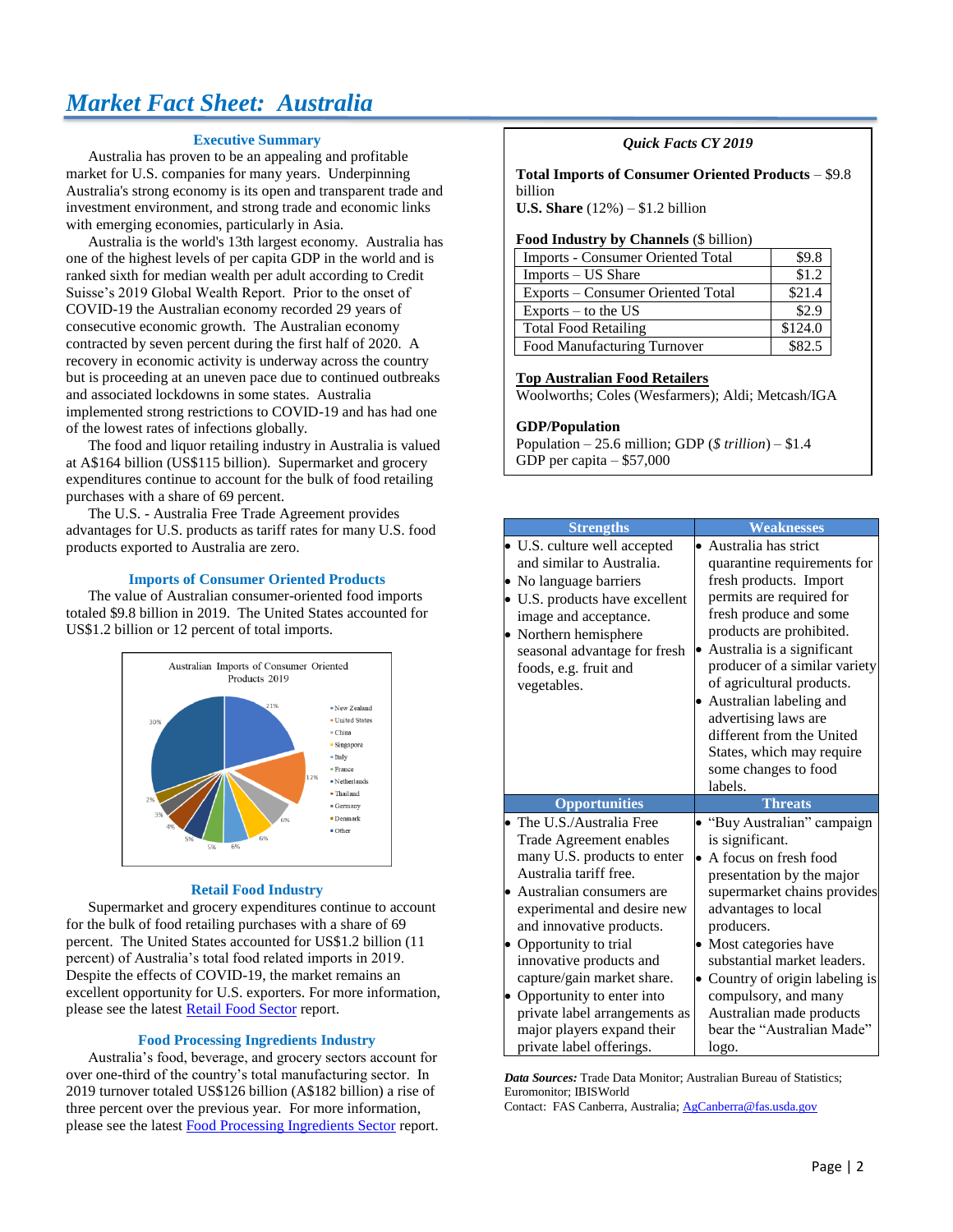# *Market Fact Sheet: Australia*

### Executive Summary

Australia has proven to be an appealing and profitable market for U.S. companies for many years. Underpinning Australia's strong economy is its open and transparent trade and investment environment, and strong trade and economic links with emerging economies, particularly in Asia.

Australia is the world's 13th largest economy. Australia has one of the highest levels of per capita GDP in the world and is ranked sixth for median wealth per adult according to Credit Suisse's 2019 Global Wealth Report. Prior to the onset of COVID-19 the Australian economy recorded 29 years of consecutive economic growth. The Australian economy contracted by seven percent during the first half of 2020. A recovery in economic activity is underway across the country but is proceeding at an uneven pace due to continued outbreaks and associated lockdowns in some states. Australia implemented strong restrictions to COVID-19 and has had one of the lowest rates of infections globally.

The food and liquor retailing industry in Australia is valued at A$164 billion (US$115 billion). Supermarket and grocery expenditures continue to account for the bulk of food retailing purchases with a share of 69 percent.

The U.S. - Australia Free Trade Agreement provides advantages for U.S. products as tariff rates for many U.S. food products exported to Australia are zero.

### Imports of Consumer Oriented Products

The value of Australian consumer-oriented food imports totaled $9.8 billion in 2019. The United States accounted for US$1.2 billion or 12 percent of total imports.

Australian Imports of Consumer Oriented Products 2019

| Country | Share |
|---|---|
| New Zealand | 21% |
| United States | 12% |
| China | 6% |
| Singapore | 6% |
| Italy | 6% |
| France | 5% |
| Netherlands | 5% |
| Thailand | 4% |
| Germany | 3% |
| Denmark | 2% |
| Other | 30% |

### Retail Food Industry

Supermarket and grocery expenditures continue to account for the bulk of food retailing purchases with a share of 69 percent. The United States accounted for US$1.2 billion (11 percent) of Australia's total food related imports in 2019. Despite the effects of COVID-19, the market remains an excellent opportunity for U.S. exporters. For more information, please see the latest [Retail Food Sector]() report.

### Food Processing Ingredients Industry

Australia's food, beverage, and grocery sectors account for over one-third of the country's total manufacturing sector. In 2019 turnover totaled US$126 billion (A$182 billion) a rise of three percent over the previous year. For more information, please see the latest [Food Processing Ingredients Sector]() report.

### *Quick Facts CY 2019*

**Total Imports of Consumer Oriented Products** – $9.8 billion
**U.S. Share** (12%) – $1.2 billion

**Food Industry by Channels** ($ billion)

| Channel | $ billion |
|---|---|
| Imports - Consumer Oriented Total | $9.8 |
| Imports – US Share | $1.2 |
| Exports – Consumer Oriented Total | $21.4 |
| Exports – to the US | $2.9 |
| Total Food Retailing | $124.0 |
| Food Manufacturing Turnover | $82.5 |

**Top Australian Food Retailers**
Woolworths; Coles (Wesfarmers); Aldi; Metcash/IGA

**GDP/Population**
Population – 25.6 million; GDP (*$ trillion*) – $1.4
GDP per capita – $57,000

| Strengths | Weaknesses |
|---|---|
| • U.S. culture well accepted and similar to Australia.<br>• No language barriers<br>• U.S. products have excellent image and acceptance.<br>• Northern hemisphere seasonal advantage for fresh foods, e.g. fruit and vegetables. | • Australia has strict quarantine requirements for fresh products. Import permits are required for fresh produce and some products are prohibited.<br>• Australia is a significant producer of a similar variety of agricultural products.<br>• Australian labeling and advertising laws are different from the United States, which may require some changes to food labels. |
| **Opportunities** | **Threats** |
| • The U.S./Australia Free Trade Agreement enables many U.S. products to enter Australia tariff free.<br>• Australian consumers are experimental and desire new and innovative products.<br>• Opportunity to trial innovative products and capture/gain market share.<br>• Opportunity to enter into private label arrangements as major players expand their private label offerings. | • "Buy Australian" campaign is significant.<br>• A focus on fresh food presentation by the major supermarket chains provides advantages to local producers.<br>• Most categories have substantial market leaders.<br>• Country of origin labeling is compulsory, and many Australian made products bear the "Australian Made" logo. |

***Data Sources:*** Trade Data Monitor; Australian Bureau of Statistics; Euromonitor; IBISWorld
Contact: FAS Canberra, Australia; [AgCanberra@fas.usda.gov](mailto:AgCanberra@fas.usda.gov)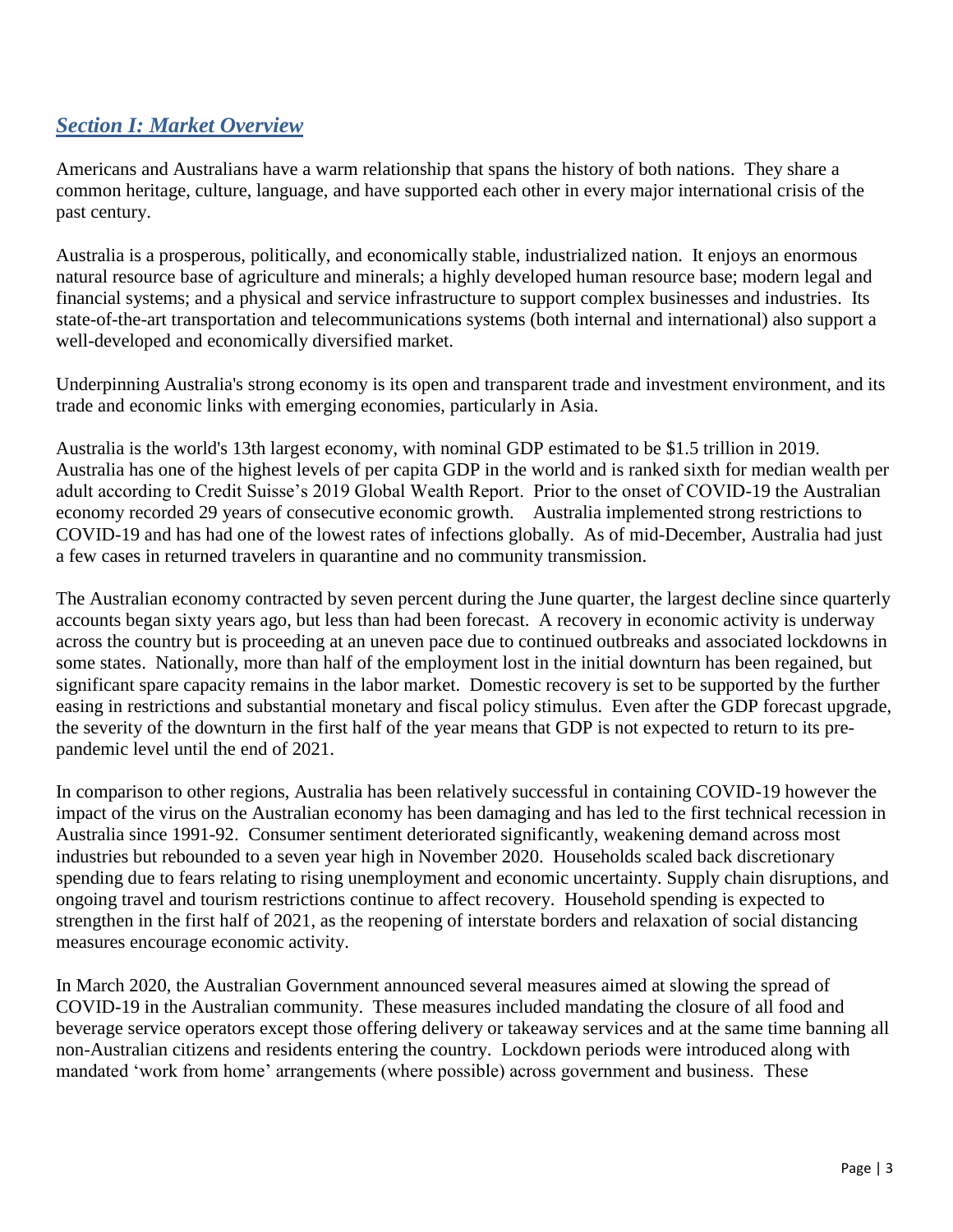## *Section I: Market Overview*

Americans and Australians have a warm relationship that spans the history of both nations. They share a common heritage, culture, language, and have supported each other in every major international crisis of the past century.

Australia is a prosperous, politically, and economically stable, industrialized nation. It enjoys an enormous natural resource base of agriculture and minerals; a highly developed human resource base; modern legal and financial systems; and a physical and service infrastructure to support complex businesses and industries. Its state-of-the-art transportation and telecommunications systems (both internal and international) also support a well-developed and economically diversified market.

Underpinning Australia's strong economy is its open and transparent trade and investment environment, and its trade and economic links with emerging economies, particularly in Asia.

Australia is the world's 13th largest economy, with nominal GDP estimated to be $1.5 trillion in 2019. Australia has one of the highest levels of per capita GDP in the world and is ranked sixth for median wealth per adult according to Credit Suisse's 2019 Global Wealth Report. Prior to the onset of COVID-19 the Australian economy recorded 29 years of consecutive economic growth. Australia implemented strong restrictions to COVID-19 and has had one of the lowest rates of infections globally. As of mid-December, Australia had just a few cases in returned travelers in quarantine and no community transmission.

The Australian economy contracted by seven percent during the June quarter, the largest decline since quarterly accounts began sixty years ago, but less than had been forecast. A recovery in economic activity is underway across the country but is proceeding at an uneven pace due to continued outbreaks and associated lockdowns in some states. Nationally, more than half of the employment lost in the initial downturn has been regained, but significant spare capacity remains in the labor market. Domestic recovery is set to be supported by the further easing in restrictions and substantial monetary and fiscal policy stimulus. Even after the GDP forecast upgrade, the severity of the downturn in the first half of the year means that GDP is not expected to return to its pre-pandemic level until the end of 2021.

In comparison to other regions, Australia has been relatively successful in containing COVID-19 however the impact of the virus on the Australian economy has been damaging and has led to the first technical recession in Australia since 1991-92. Consumer sentiment deteriorated significantly, weakening demand across most industries but rebounded to a seven year high in November 2020. Households scaled back discretionary spending due to fears relating to rising unemployment and economic uncertainty. Supply chain disruptions, and ongoing travel and tourism restrictions continue to affect recovery. Household spending is expected to strengthen in the first half of 2021, as the reopening of interstate borders and relaxation of social distancing measures encourage economic activity.

In March 2020, the Australian Government announced several measures aimed at slowing the spread of COVID-19 in the Australian community. These measures included mandating the closure of all food and beverage service operators except those offering delivery or takeaway services and at the same time banning all non-Australian citizens and residents entering the country. Lockdown periods were introduced along with mandated 'work from home' arrangements (where possible) across government and business. These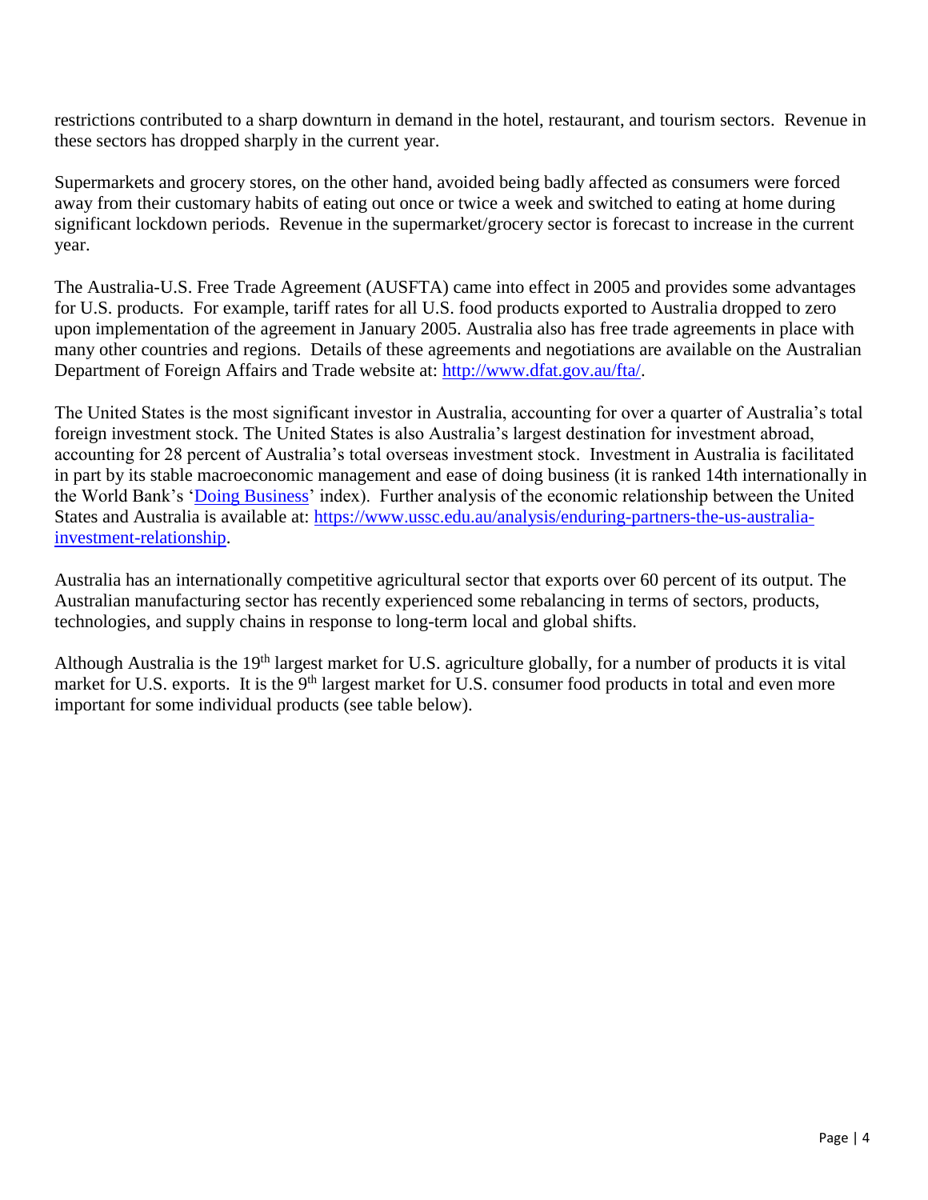restrictions contributed to a sharp downturn in demand in the hotel, restaurant, and tourism sectors. Revenue in these sectors has dropped sharply in the current year.

Supermarkets and grocery stores, on the other hand, avoided being badly affected as consumers were forced away from their customary habits of eating out once or twice a week and switched to eating at home during significant lockdown periods. Revenue in the supermarket/grocery sector is forecast to increase in the current year.

The Australia-U.S. Free Trade Agreement (AUSFTA) came into effect in 2005 and provides some advantages for U.S. products. For example, tariff rates for all U.S. food products exported to Australia dropped to zero upon implementation of the agreement in January 2005. Australia also has free trade agreements in place with many other countries and regions. Details of these agreements and negotiations are available on the Australian Department of Foreign Affairs and Trade website at: [http://www.dfat.gov.au/fta/](http://www.dfat.gov.au/fta/).

The United States is the most significant investor in Australia, accounting for over a quarter of Australia's total foreign investment stock. The United States is also Australia's largest destination for investment abroad, accounting for 28 percent of Australia's total overseas investment stock. Investment in Australia is facilitated in part by its stable macroeconomic management and ease of doing business (it is ranked 14th internationally in the World Bank's 'Doing Business' index). Further analysis of the economic relationship between the United States and Australia is available at: [https://www.ussc.edu.au/analysis/enduring-partners-the-us-australia-investment-relationship](https://www.ussc.edu.au/analysis/enduring-partners-the-us-australia-investment-relationship).

Australia has an internationally competitive agricultural sector that exports over 60 percent of its output. The Australian manufacturing sector has recently experienced some rebalancing in terms of sectors, products, technologies, and supply chains in response to long-term local and global shifts.

Although Australia is the 19th largest market for U.S. agriculture globally, for a number of products it is vital market for U.S. exports. It is the 9th largest market for U.S. consumer food products in total and even more important for some individual products (see table below).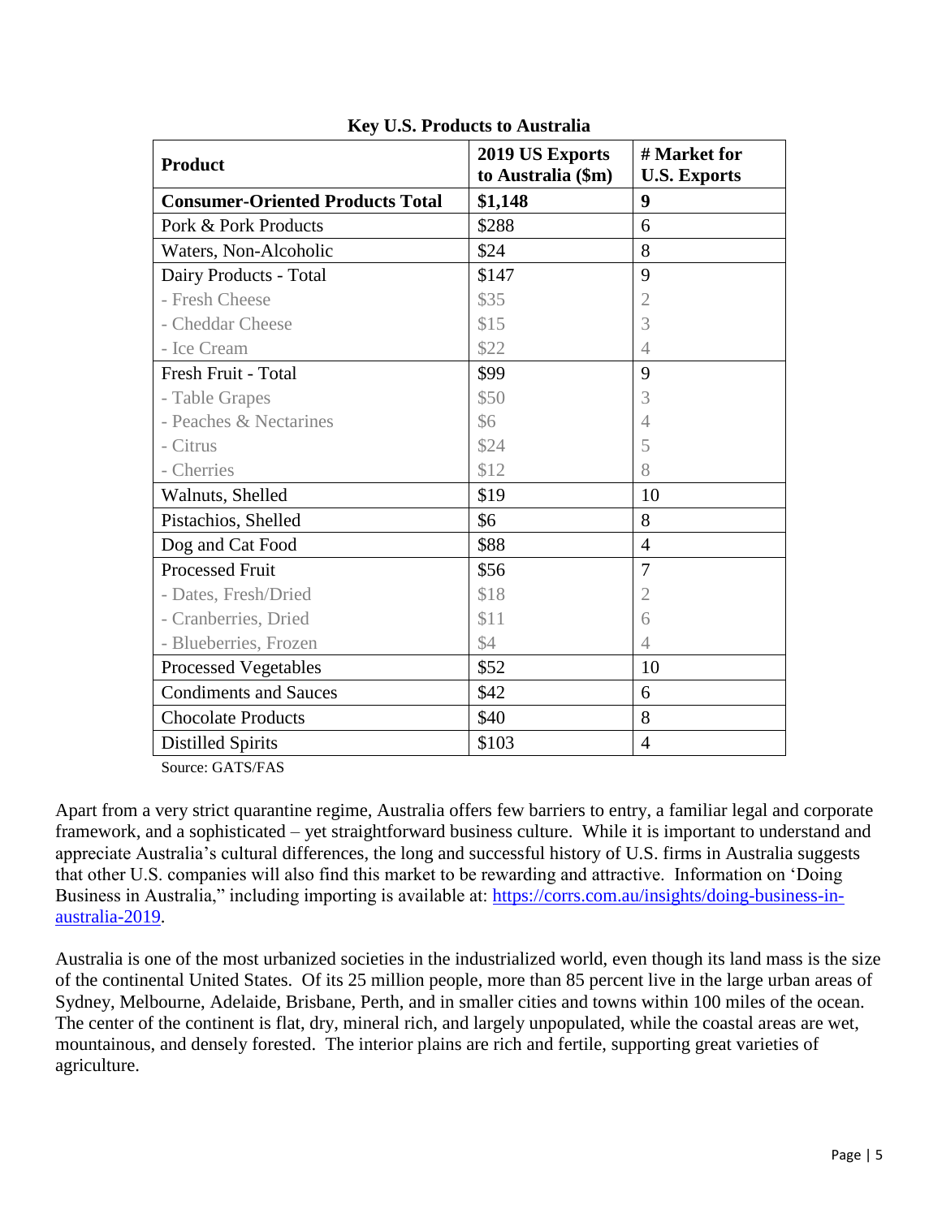**Key U.S. Products to Australia**

| Product | 2019 US Exports to Australia ($m) | # Market for U.S. Exports |
|---|---|---|
| **Consumer-Oriented Products Total** | **$1,148** | **9** |
| Pork & Pork Products | $288 | 6 |
| Waters, Non-Alcoholic | $24 | 8 |
| Dairy Products - Total | $147 | 9 |
| - Fresh Cheese | $35 | 2 |
| - Cheddar Cheese | $15 | 3 |
| - Ice Cream | $22 | 4 |
| Fresh Fruit - Total | $99 | 9 |
| - Table Grapes | $50 | 3 |
| - Peaches & Nectarines | $6 | 4 |
| - Citrus | $24 | 5 |
| - Cherries | $12 | 8 |
| Walnuts, Shelled | $19 | 10 |
| Pistachios, Shelled | $6 | 8 |
| Dog and Cat Food | $88 | 4 |
| Processed Fruit | $56 | 7 |
| - Dates, Fresh/Dried | $18 | 2 |
| - Cranberries, Dried | $11 | 6 |
| - Blueberries, Frozen | $4 | 4 |
| Processed Vegetables | $52 | 10 |
| Condiments and Sauces | $42 | 6 |
| Chocolate Products | $40 | 8 |
| Distilled Spirits | $103 | 4 |

Source: GATS/FAS

Apart from a very strict quarantine regime, Australia offers few barriers to entry, a familiar legal and corporate framework, and a sophisticated – yet straightforward business culture. While it is important to understand and appreciate Australia's cultural differences, the long and successful history of U.S. firms in Australia suggests that other U.S. companies will also find this market to be rewarding and attractive. Information on 'Doing Business in Australia," including importing is available at: https://corrs.com.au/insights/doing-business-in-australia-2019.

Australia is one of the most urbanized societies in the industrialized world, even though its land mass is the size of the continental United States. Of its 25 million people, more than 85 percent live in the large urban areas of Sydney, Melbourne, Adelaide, Brisbane, Perth, and in smaller cities and towns within 100 miles of the ocean. The center of the continent is flat, dry, mineral rich, and largely unpopulated, while the coastal areas are wet, mountainous, and densely forested. The interior plains are rich and fertile, supporting great varieties of agriculture.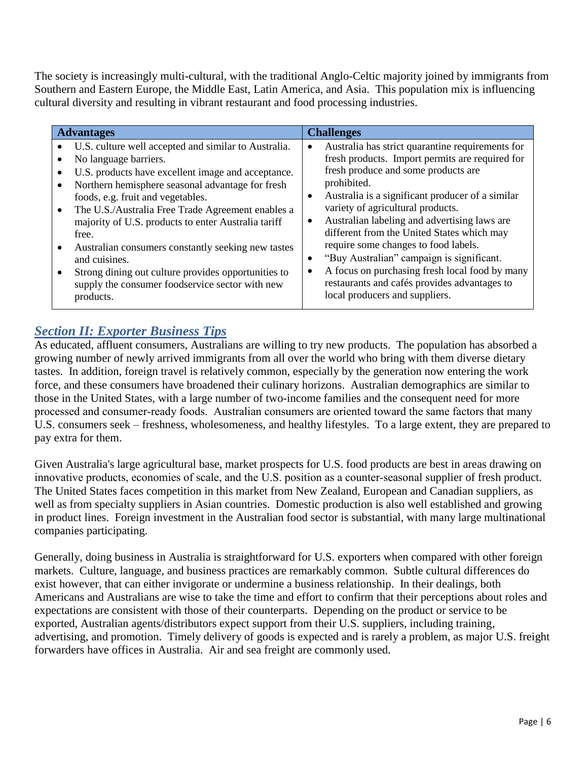The society is increasingly multi-cultural, with the traditional Anglo-Celtic majority joined by immigrants from Southern and Eastern Europe, the Middle East, Latin America, and Asia. This population mix is influencing cultural diversity and resulting in vibrant restaurant and food processing industries.

| Advantages | Challenges |
| --- | --- |
| • U.S. culture well accepted and similar to Australia.<br>• No language barriers.<br>• U.S. products have excellent image and acceptance.<br>• Northern hemisphere seasonal advantage for fresh foods, e.g. fruit and vegetables.<br>• The U.S./Australia Free Trade Agreement enables a majority of U.S. products to enter Australia tariff free.<br>• Australian consumers constantly seeking new tastes and cuisines.<br>• Strong dining out culture provides opportunities to supply the consumer foodservice sector with new products. | • Australia has strict quarantine requirements for fresh products. Import permits are required for fresh produce and some products are prohibited.<br>• Australia is a significant producer of a similar variety of agricultural products.<br>• Australian labeling and advertising laws are different from the United States which may require some changes to food labels.<br>• "Buy Australian" campaign is significant.<br>• A focus on purchasing fresh local food by many restaurants and cafés provides advantages to local producers and suppliers. |

## *Section II: Exporter Business Tips*

As educated, affluent consumers, Australians are willing to try new products. The population has absorbed a growing number of newly arrived immigrants from all over the world who bring with them diverse dietary tastes. In addition, foreign travel is relatively common, especially by the generation now entering the work force, and these consumers have broadened their culinary horizons. Australian demographics are similar to those in the United States, with a large number of two-income families and the consequent need for more processed and consumer-ready foods. Australian consumers are oriented toward the same factors that many U.S. consumers seek – freshness, wholesomeness, and healthy lifestyles. To a large extent, they are prepared to pay extra for them.

Given Australia's large agricultural base, market prospects for U.S. food products are best in areas drawing on innovative products, economies of scale, and the U.S. position as a counter-seasonal supplier of fresh product. The United States faces competition in this market from New Zealand, European and Canadian suppliers, as well as from specialty suppliers in Asian countries. Domestic production is also well established and growing in product lines. Foreign investment in the Australian food sector is substantial, with many large multinational companies participating.

Generally, doing business in Australia is straightforward for U.S. exporters when compared with other foreign markets. Culture, language, and business practices are remarkably common. Subtle cultural differences do exist however, that can either invigorate or undermine a business relationship. In their dealings, both Americans and Australians are wise to take the time and effort to confirm that their perceptions about roles and expectations are consistent with those of their counterparts. Depending on the product or service to be exported, Australian agents/distributors expect support from their U.S. suppliers, including training, advertising, and promotion. Timely delivery of goods is expected and is rarely a problem, as major U.S. freight forwarders have offices in Australia. Air and sea freight are commonly used.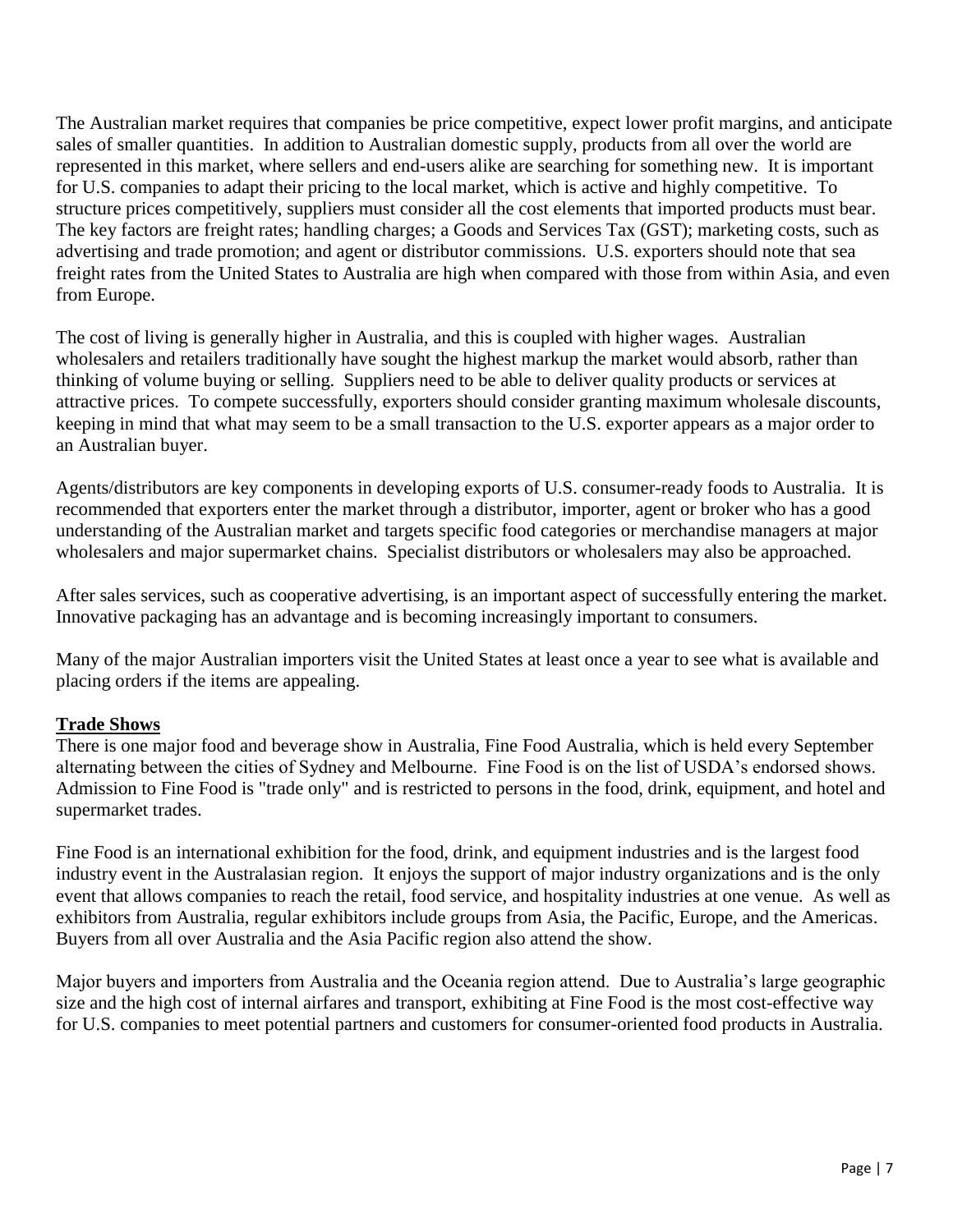The Australian market requires that companies be price competitive, expect lower profit margins, and anticipate sales of smaller quantities. In addition to Australian domestic supply, products from all over the world are represented in this market, where sellers and end-users alike are searching for something new. It is important for U.S. companies to adapt their pricing to the local market, which is active and highly competitive. To structure prices competitively, suppliers must consider all the cost elements that imported products must bear. The key factors are freight rates; handling charges; a Goods and Services Tax (GST); marketing costs, such as advertising and trade promotion; and agent or distributor commissions. U.S. exporters should note that sea freight rates from the United States to Australia are high when compared with those from within Asia, and even from Europe.

The cost of living is generally higher in Australia, and this is coupled with higher wages. Australian wholesalers and retailers traditionally have sought the highest markup the market would absorb, rather than thinking of volume buying or selling. Suppliers need to be able to deliver quality products or services at attractive prices. To compete successfully, exporters should consider granting maximum wholesale discounts, keeping in mind that what may seem to be a small transaction to the U.S. exporter appears as a major order to an Australian buyer.

Agents/distributors are key components in developing exports of U.S. consumer-ready foods to Australia. It is recommended that exporters enter the market through a distributor, importer, agent or broker who has a good understanding of the Australian market and targets specific food categories or merchandise managers at major wholesalers and major supermarket chains. Specialist distributors or wholesalers may also be approached.

After sales services, such as cooperative advertising, is an important aspect of successfully entering the market. Innovative packaging has an advantage and is becoming increasingly important to consumers.

Many of the major Australian importers visit the United States at least once a year to see what is available and placing orders if the items are appealing.

## Trade Shows

There is one major food and beverage show in Australia, Fine Food Australia, which is held every September alternating between the cities of Sydney and Melbourne. Fine Food is on the list of USDA's endorsed shows. Admission to Fine Food is "trade only" and is restricted to persons in the food, drink, equipment, and hotel and supermarket trades.

Fine Food is an international exhibition for the food, drink, and equipment industries and is the largest food industry event in the Australasian region. It enjoys the support of major industry organizations and is the only event that allows companies to reach the retail, food service, and hospitality industries at one venue. As well as exhibitors from Australia, regular exhibitors include groups from Asia, the Pacific, Europe, and the Americas. Buyers from all over Australia and the Asia Pacific region also attend the show.

Major buyers and importers from Australia and the Oceania region attend. Due to Australia's large geographic size and the high cost of internal airfares and transport, exhibiting at Fine Food is the most cost-effective way for U.S. companies to meet potential partners and customers for consumer-oriented food products in Australia.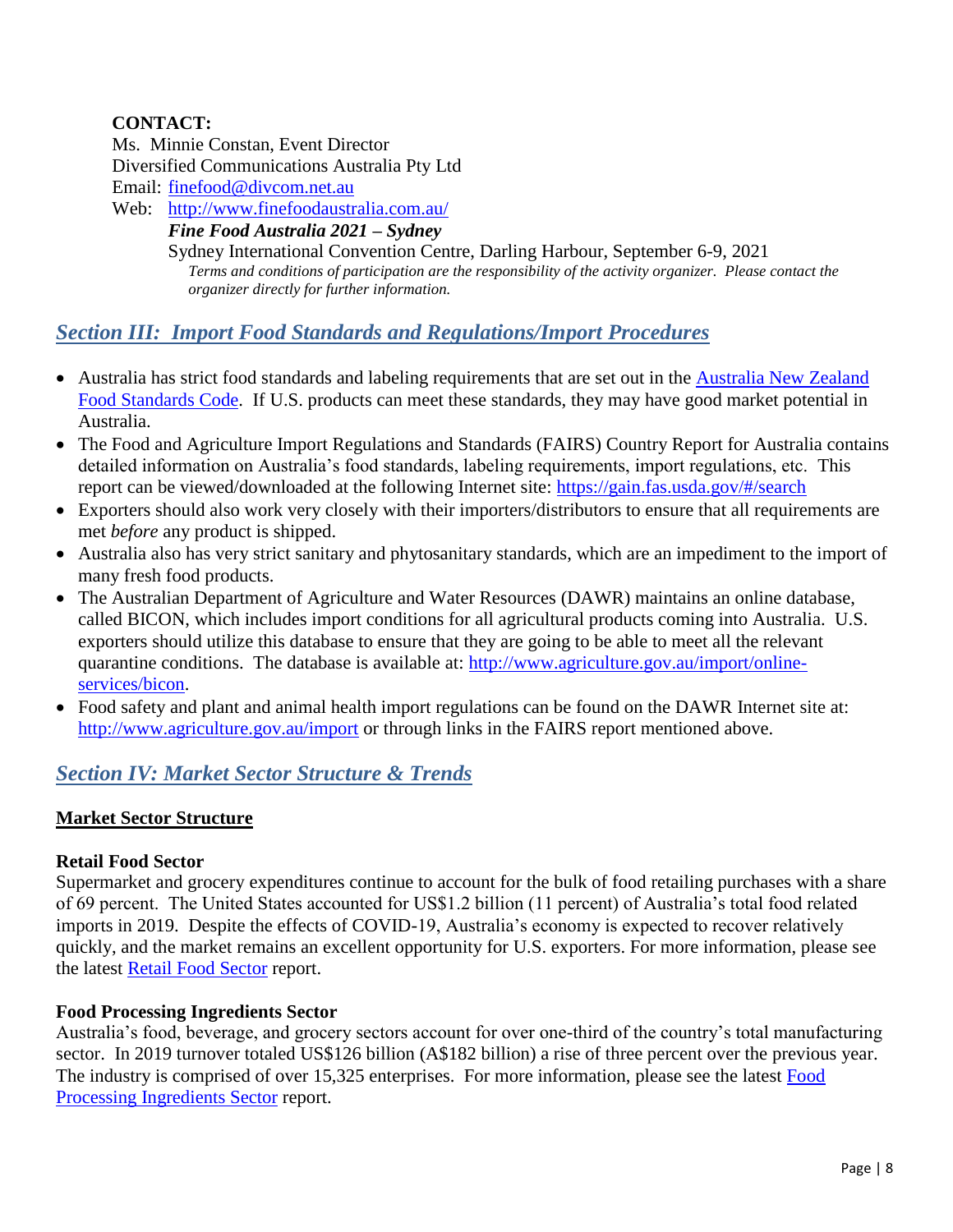**CONTACT:**
Ms. Minnie Constan, Event Director
Diversified Communications Australia Pty Ltd
Email: [finefood@divcom.net.au](mailto:finefood@divcom.net.au)
Web: [http://www.finefoodaustralia.com.au/](http://www.finefoodaustralia.com.au/)

***Fine Food Australia 2021 – Sydney***
Sydney International Convention Centre, Darling Harbour, September 6-9, 2021
*Terms and conditions of participation are the responsibility of the activity organizer. Please contact the organizer directly for further information.*

## *Section III: Import Food Standards and Regulations/Import Procedures*

- Australia has strict food standards and labeling requirements that are set out in the [Australia New Zealand Food Standards Code](). If U.S. products can meet these standards, they may have good market potential in Australia.
- The Food and Agriculture Import Regulations and Standards (FAIRS) Country Report for Australia contains detailed information on Australia's food standards, labeling requirements, import regulations, etc. This report can be viewed/downloaded at the following Internet site: [https://gain.fas.usda.gov/#/search](https://gain.fas.usda.gov/#/search)
- Exporters should also work very closely with their importers/distributors to ensure that all requirements are met *before* any product is shipped.
- Australia also has very strict sanitary and phytosanitary standards, which are an impediment to the import of many fresh food products.
- The Australian Department of Agriculture and Water Resources (DAWR) maintains an online database, called BICON, which includes import conditions for all agricultural products coming into Australia. U.S. exporters should utilize this database to ensure that they are going to be able to meet all the relevant quarantine conditions. The database is available at: [http://www.agriculture.gov.au/import/online-services/bicon](http://www.agriculture.gov.au/import/online-services/bicon).
- Food safety and plant and animal health import regulations can be found on the DAWR Internet site at: [http://www.agriculture.gov.au/import](http://www.agriculture.gov.au/import) or through links in the FAIRS report mentioned above.

## *Section IV: Market Sector Structure & Trends*

### Market Sector Structure

#### Retail Food Sector

Supermarket and grocery expenditures continue to account for the bulk of food retailing purchases with a share of 69 percent. The United States accounted for US$1.2 billion (11 percent) of Australia's total food related imports in 2019. Despite the effects of COVID-19, Australia's economy is expected to recover relatively quickly, and the market remains an excellent opportunity for U.S. exporters. For more information, please see the latest [Retail Food Sector]() report.

#### Food Processing Ingredients Sector

Australia's food, beverage, and grocery sectors account for over one-third of the country's total manufacturing sector. In 2019 turnover totaled US$126 billion (A$182 billion) a rise of three percent over the previous year. The industry is comprised of over 15,325 enterprises. For more information, please see the latest [Food Processing Ingredients Sector]() report.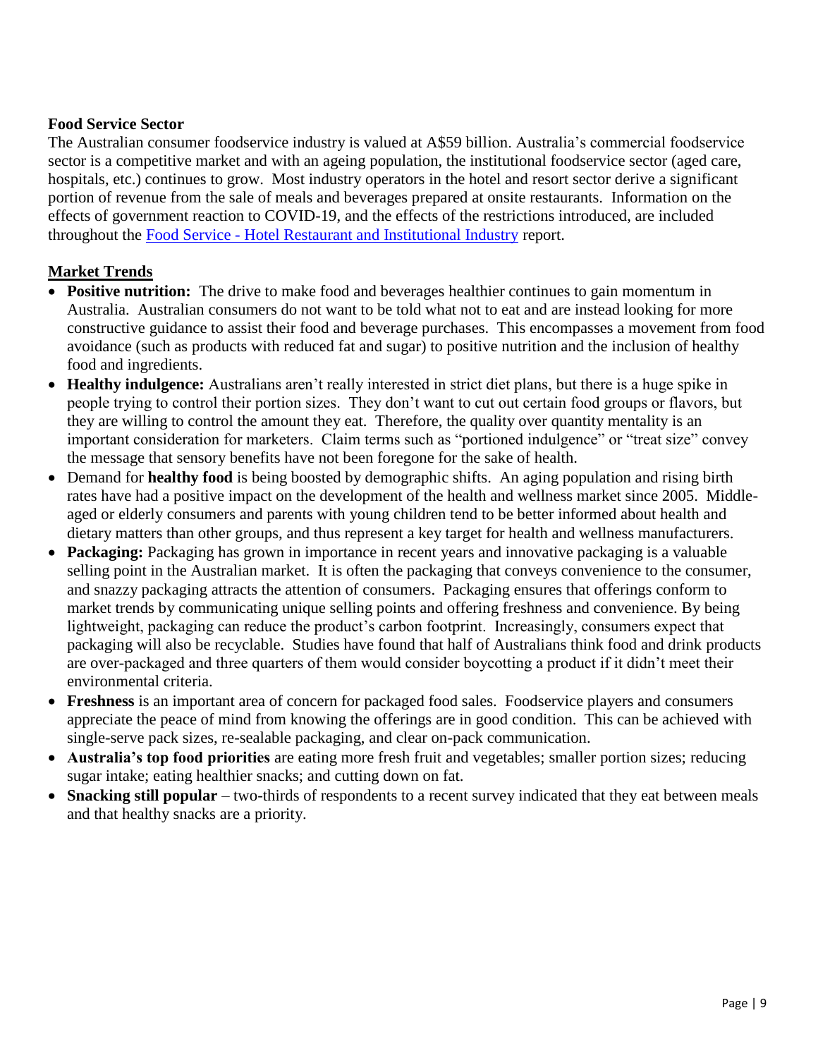**Food Service Sector**

The Australian consumer foodservice industry is valued at A$59 billion. Australia's commercial foodservice sector is a competitive market and with an ageing population, the institutional foodservice sector (aged care, hospitals, etc.) continues to grow. Most industry operators in the hotel and resort sector derive a significant portion of revenue from the sale of meals and beverages prepared at onsite restaurants. Information on the effects of government reaction to COVID-19, and the effects of the restrictions introduced, are included throughout the Food Service - Hotel Restaurant and Institutional Industry report.

**Market Trends**

- **Positive nutrition:** The drive to make food and beverages healthier continues to gain momentum in Australia. Australian consumers do not want to be told what not to eat and are instead looking for more constructive guidance to assist their food and beverage purchases. This encompasses a movement from food avoidance (such as products with reduced fat and sugar) to positive nutrition and the inclusion of healthy food and ingredients.
- **Healthy indulgence:** Australians aren't really interested in strict diet plans, but there is a huge spike in people trying to control their portion sizes. They don't want to cut out certain food groups or flavors, but they are willing to control the amount they eat. Therefore, the quality over quantity mentality is an important consideration for marketers. Claim terms such as "portioned indulgence" or "treat size" convey the message that sensory benefits have not been foregone for the sake of health.
- Demand for **healthy food** is being boosted by demographic shifts. An aging population and rising birth rates have had a positive impact on the development of the health and wellness market since 2005. Middle-aged or elderly consumers and parents with young children tend to be better informed about health and dietary matters than other groups, and thus represent a key target for health and wellness manufacturers.
- **Packaging:** Packaging has grown in importance in recent years and innovative packaging is a valuable selling point in the Australian market. It is often the packaging that conveys convenience to the consumer, and snazzy packaging attracts the attention of consumers. Packaging ensures that offerings conform to market trends by communicating unique selling points and offering freshness and convenience. By being lightweight, packaging can reduce the product's carbon footprint. Increasingly, consumers expect that packaging will also be recyclable. Studies have found that half of Australians think food and drink products are over-packaged and three quarters of them would consider boycotting a product if it didn't meet their environmental criteria.
- **Freshness** is an important area of concern for packaged food sales. Foodservice players and consumers appreciate the peace of mind from knowing the offerings are in good condition. This can be achieved with single-serve pack sizes, re-sealable packaging, and clear on-pack communication.
- **Australia's top food priorities** are eating more fresh fruit and vegetables; smaller portion sizes; reducing sugar intake; eating healthier snacks; and cutting down on fat.
- **Snacking still popular** – two-thirds of respondents to a recent survey indicated that they eat between meals and that healthy snacks are a priority.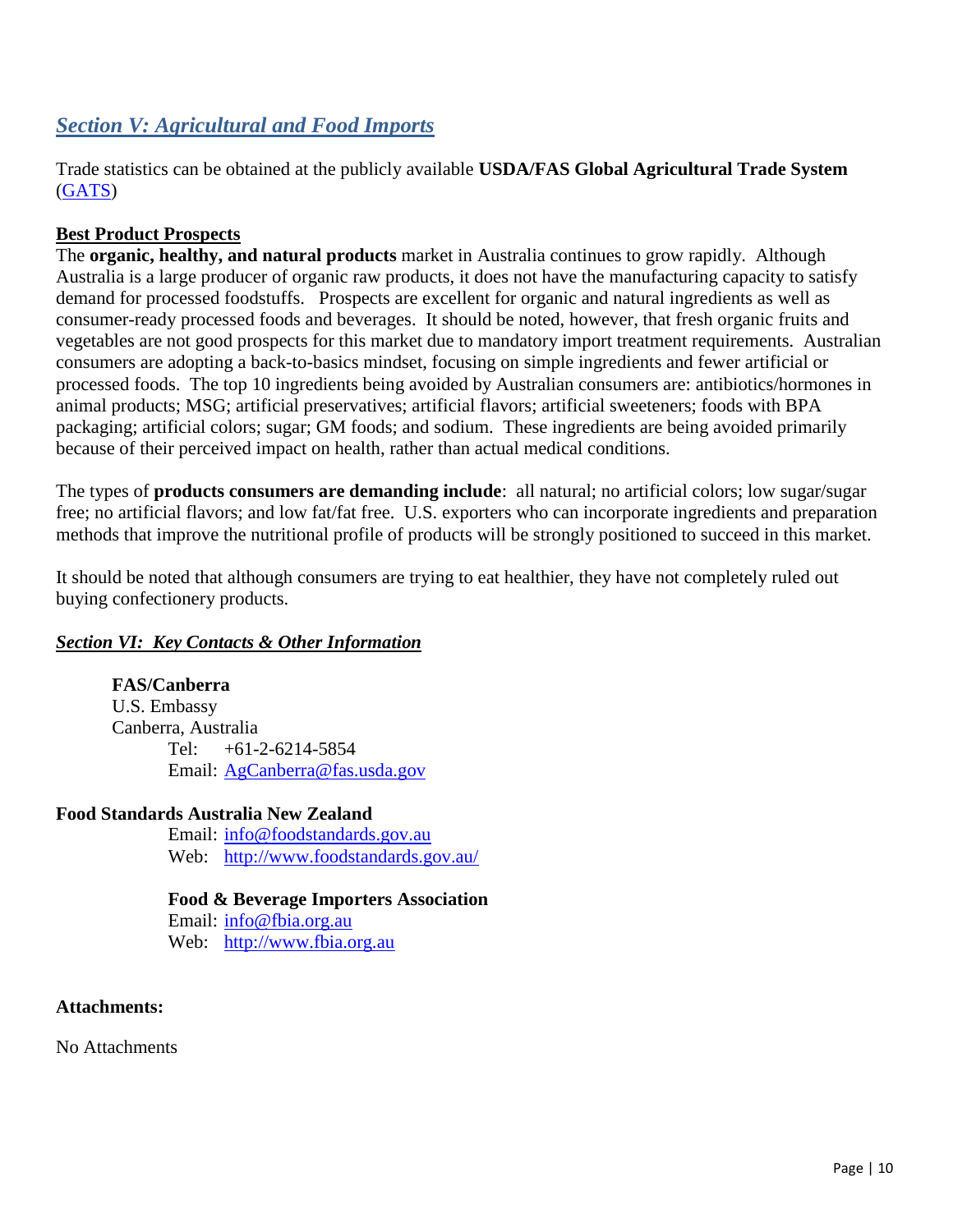## *Section V: Agricultural and Food Imports*

Trade statistics can be obtained at the publicly available **USDA/FAS Global Agricultural Trade System** (GATS)

**Best Product Prospects**

The **organic, healthy, and natural products** market in Australia continues to grow rapidly. Although Australia is a large producer of organic raw products, it does not have the manufacturing capacity to satisfy demand for processed foodstuffs. Prospects are excellent for organic and natural ingredients as well as consumer-ready processed foods and beverages. It should be noted, however, that fresh organic fruits and vegetables are not good prospects for this market due to mandatory import treatment requirements. Australian consumers are adopting a back-to-basics mindset, focusing on simple ingredients and fewer artificial or processed foods. The top 10 ingredients being avoided by Australian consumers are: antibiotics/hormones in animal products; MSG; artificial preservatives; artificial flavors; artificial sweeteners; foods with BPA packaging; artificial colors; sugar; GM foods; and sodium. These ingredients are being avoided primarily because of their perceived impact on health, rather than actual medical conditions.

The types of **products consumers are demanding include**: all natural; no artificial colors; low sugar/sugar free; no artificial flavors; and low fat/fat free. U.S. exporters who can incorporate ingredients and preparation methods that improve the nutritional profile of products will be strongly positioned to succeed in this market.

It should be noted that although consumers are trying to eat healthier, they have not completely ruled out buying confectionery products.

## ***Section VI: Key Contacts & Other Information***

**FAS/Canberra**
U.S. Embassy
Canberra, Australia
Tel: +61-2-6214-5854
Email: AgCanberra@fas.usda.gov

**Food Standards Australia New Zealand**
Email: info@foodstandards.gov.au
Web: http://www.foodstandards.gov.au/

**Food & Beverage Importers Association**
Email: info@fbia.org.au
Web: http://www.fbia.org.au

**Attachments:**

No Attachments